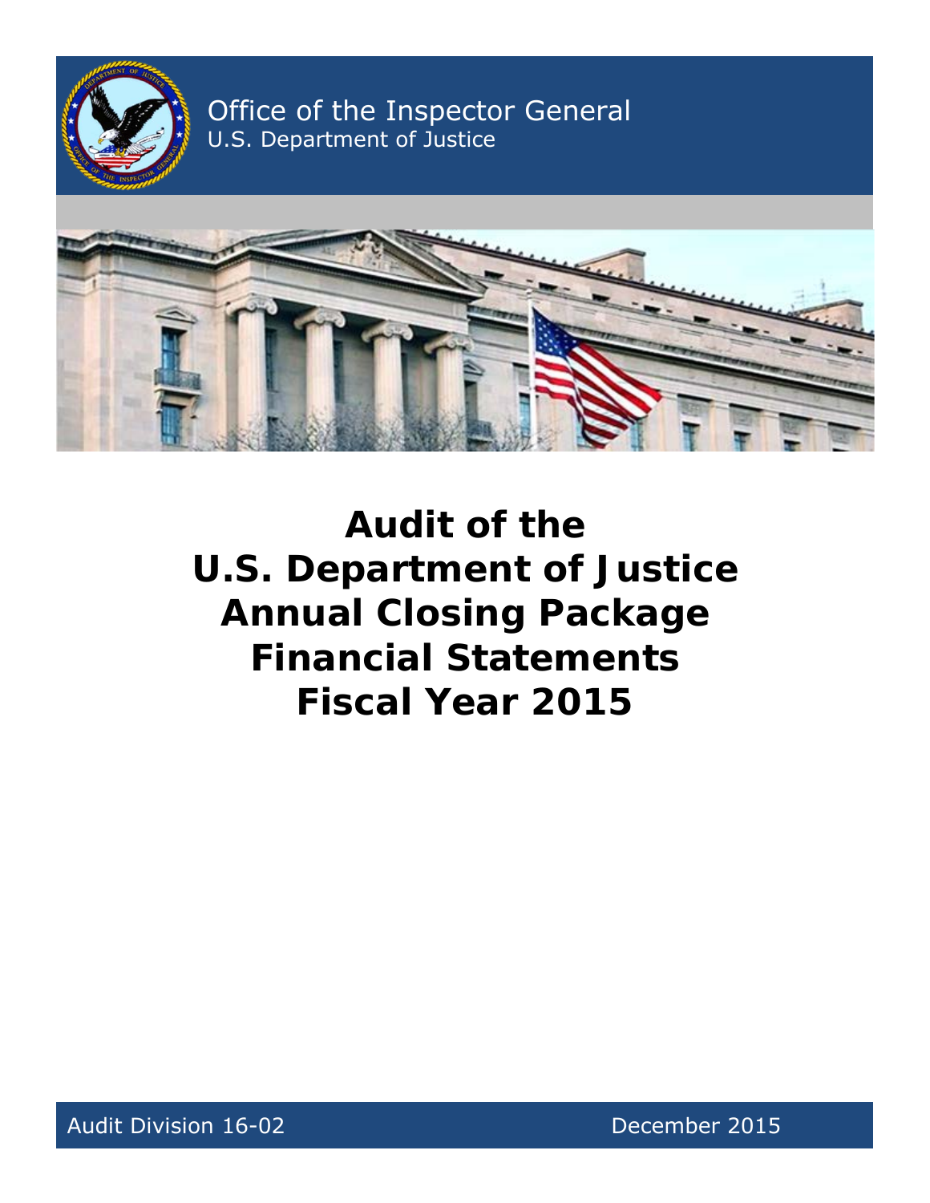Office of the Inspector General
U.S. Department of Justice

# Audit of the U.S. Department of Justice Annual Closing Package Financial Statements Fiscal Year 2015

Audit Division 16-02

December 2015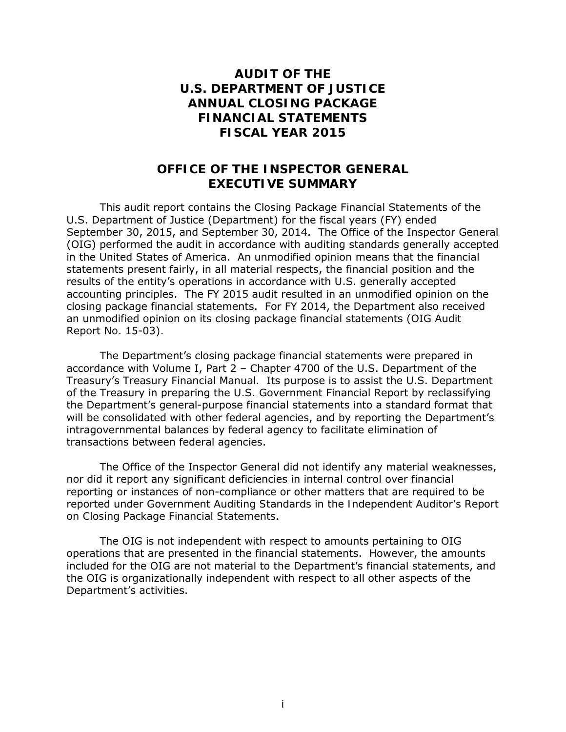# AUDIT OF THE U.S. DEPARTMENT OF JUSTICE ANNUAL CLOSING PACKAGE FINANCIAL STATEMENTS FISCAL YEAR 2015

## OFFICE OF THE INSPECTOR GENERAL EXECUTIVE SUMMARY

This audit report contains the Closing Package Financial Statements of the U.S. Department of Justice (Department) for the fiscal years (FY) ended September 30, 2015, and September 30, 2014. The Office of the Inspector General (OIG) performed the audit in accordance with auditing standards generally accepted in the United States of America. An unmodified opinion means that the financial statements present fairly, in all material respects, the financial position and the results of the entity's operations in accordance with U.S. generally accepted accounting principles. The FY 2015 audit resulted in an unmodified opinion on the closing package financial statements. For FY 2014, the Department also received an unmodified opinion on its closing package financial statements (OIG Audit Report No. 15-03).

The Department's closing package financial statements were prepared in accordance with Volume I, Part 2 – Chapter 4700 of the U.S. Department of the Treasury's *Treasury Financial Manual*. Its purpose is to assist the U.S. Department of the Treasury in preparing the U.S. Government Financial Report by reclassifying the Department's general-purpose financial statements into a standard format that will be consolidated with other federal agencies, and by reporting the Department's intragovernmental balances by federal agency to facilitate elimination of transactions between federal agencies.

The Office of the Inspector General did not identify any material weaknesses, nor did it report any significant deficiencies in internal control over financial reporting or instances of non-compliance or other matters that are required to be reported under *Government Auditing Standards* in the Independent Auditor's Report on Closing Package Financial Statements.

The OIG is not independent with respect to amounts pertaining to OIG operations that are presented in the financial statements. However, the amounts included for the OIG are not material to the Department's financial statements, and the OIG is organizationally independent with respect to all other aspects of the Department's activities.